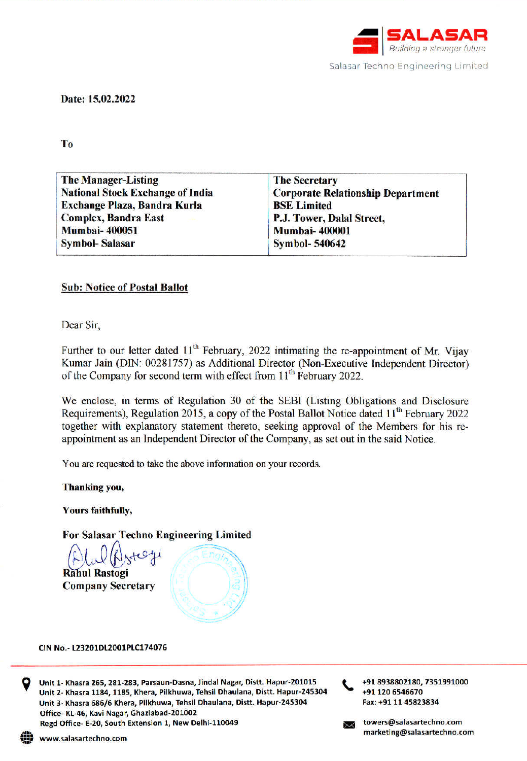**SALASAR**
*Building a stronger future*

Salasar Techno Engineering Limited

**Date: 15.02.2022**

**To**

| **The Manager-Listing**<br>**National Stock Exchange of India**<br>**Exchange Plaza, Bandra Kurla**<br>**Complex, Bandra East**<br>**Mumbai- 400051**<br>**Symbol- Salasar** | **The Secretary**<br>**Corporate Relationship Department**<br>**BSE Limited**<br>**P.J. Tower, Dalal Street,**<br>**Mumbai- 400001**<br>**Symbol- 540642** |
|---|---|

**Sub: Notice of Postal Ballot**

Dear Sir,

Further to our letter dated 11th February, 2022 intimating the re-appointment of Mr. Vijay Kumar Jain (DIN: 00281757) as Additional Director (Non-Executive Independent Director) of the Company for second term with effect from 11th February 2022.

We enclose, in terms of Regulation 30 of the SEBI (Listing Obligations and Disclosure Requirements), Regulation 2015, a copy of the Postal Ballot Notice dated 11th February 2022 together with explanatory statement thereto, seeking approval of the Members for his re-appointment as an Independent Director of the Company, as set out in the said Notice.

You are requested to take the above information on your records.

**Thanking you,**

**Yours faithfully,**

**For Salasar Techno Engineering Limited**

**Rahul Rastogi**
**Company Secretary**

CIN No.- L23201DL2001PLC174076

Unit 1- Khasra 265, 281-283, Parsaun-Dasna, Jindal Nagar, Distt. Hapur-201015
Unit 2- Khasra 1184, 1185, Khera, Pilkhuwa, Tehsil Dhaulana, Distt. Hapur-245304
Unit 3- Khasra 686/6 Khera, Pilkhuwa, Tehsil Dhaulana, Distt. Hapur-245304
Office- KL-46, Kavi Nagar, Ghaziabad-201002
Regd Office- E-20, South Extension 1, New Delhi-110049

www.salasartechno.com

+91 8938802180, 7351991000
+91 120 6546670
Fax: +91 11 45823834

towers@salasartechno.com
marketing@salasartechno.com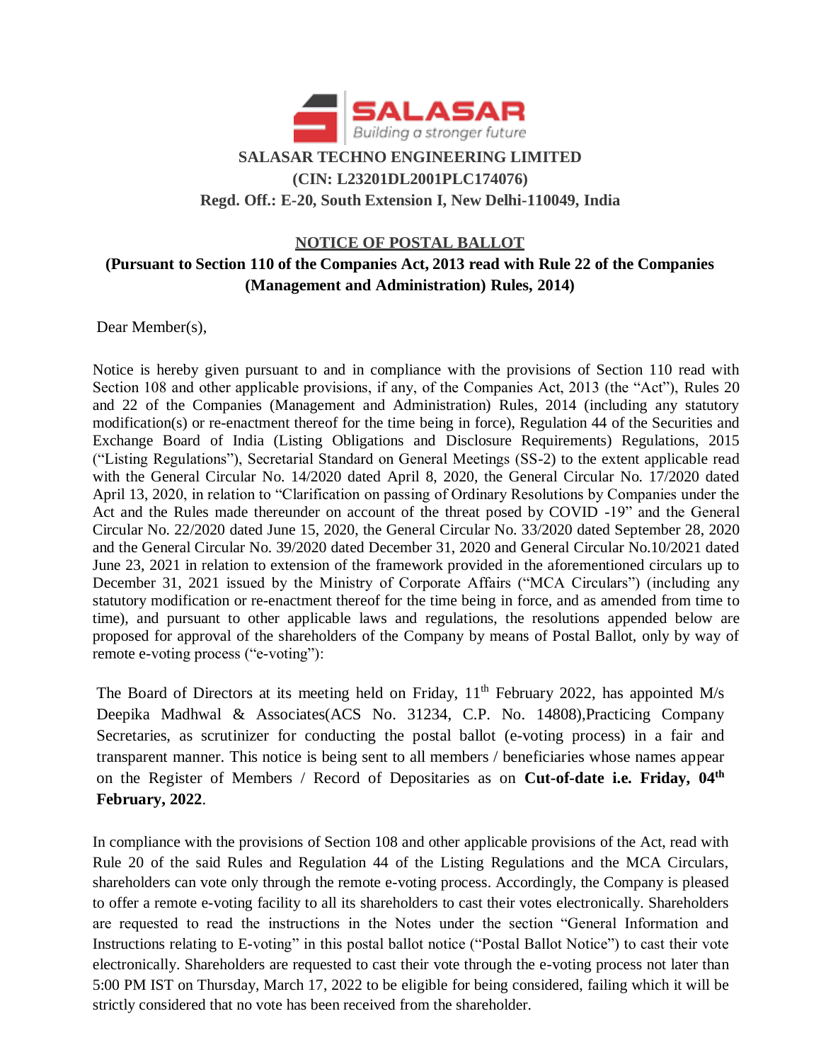**SALASAR TECHNO ENGINEERING LIMITED**
**(CIN: L23201DL2001PLC174076)**
**Regd. Off.: E-20, South Extension I, New Delhi-110049, India**

## NOTICE OF POSTAL BALLOT

**(Pursuant to Section 110 of the Companies Act, 2013 read with Rule 22 of the Companies (Management and Administration) Rules, 2014)**

Dear Member(s),

Notice is hereby given pursuant to and in compliance with the provisions of Section 110 read with Section 108 and other applicable provisions, if any, of the Companies Act, 2013 (the "Act"), Rules 20 and 22 of the Companies (Management and Administration) Rules, 2014 (including any statutory modification(s) or re-enactment thereof for the time being in force), Regulation 44 of the Securities and Exchange Board of India (Listing Obligations and Disclosure Requirements) Regulations, 2015 ("Listing Regulations"), Secretarial Standard on General Meetings (SS-2) to the extent applicable read with the General Circular No. 14/2020 dated April 8, 2020, the General Circular No. 17/2020 dated April 13, 2020, in relation to "Clarification on passing of Ordinary Resolutions by Companies under the Act and the Rules made thereunder on account of the threat posed by COVID -19" and the General Circular No. 22/2020 dated June 15, 2020, the General Circular No. 33/2020 dated September 28, 2020 and the General Circular No. 39/2020 dated December 31, 2020 and General Circular No.10/2021 dated June 23, 2021 in relation to extension of the framework provided in the aforementioned circulars up to December 31, 2021 issued by the Ministry of Corporate Affairs ("MCA Circulars") (including any statutory modification or re-enactment thereof for the time being in force, and as amended from time to time), and pursuant to other applicable laws and regulations, the resolutions appended below are proposed for approval of the shareholders of the Company by means of Postal Ballot, only by way of remote e-voting process ("e-voting"):

The Board of Directors at its meeting held on Friday, 11th February 2022, has appointed M/s Deepika Madhwal & Associates(ACS No. 31234, C.P. No. 14808),Practicing Company Secretaries, as scrutinizer for conducting the postal ballot (e-voting process) in a fair and transparent manner. This notice is being sent to all members / beneficiaries whose names appear on the Register of Members / Record of Depositaries as on **Cut-of-date i.e. Friday, 04th February, 2022**.

In compliance with the provisions of Section 108 and other applicable provisions of the Act, read with Rule 20 of the said Rules and Regulation 44 of the Listing Regulations and the MCA Circulars, shareholders can vote only through the remote e-voting process. Accordingly, the Company is pleased to offer a remote e-voting facility to all its shareholders to cast their votes electronically. Shareholders are requested to read the instructions in the Notes under the section "General Information and Instructions relating to E-voting" in this postal ballot notice ("Postal Ballot Notice") to cast their vote electronically. Shareholders are requested to cast their vote through the e-voting process not later than 5:00 PM IST on Thursday, March 17, 2022 to be eligible for being considered, failing which it will be strictly considered that no vote has been received from the shareholder.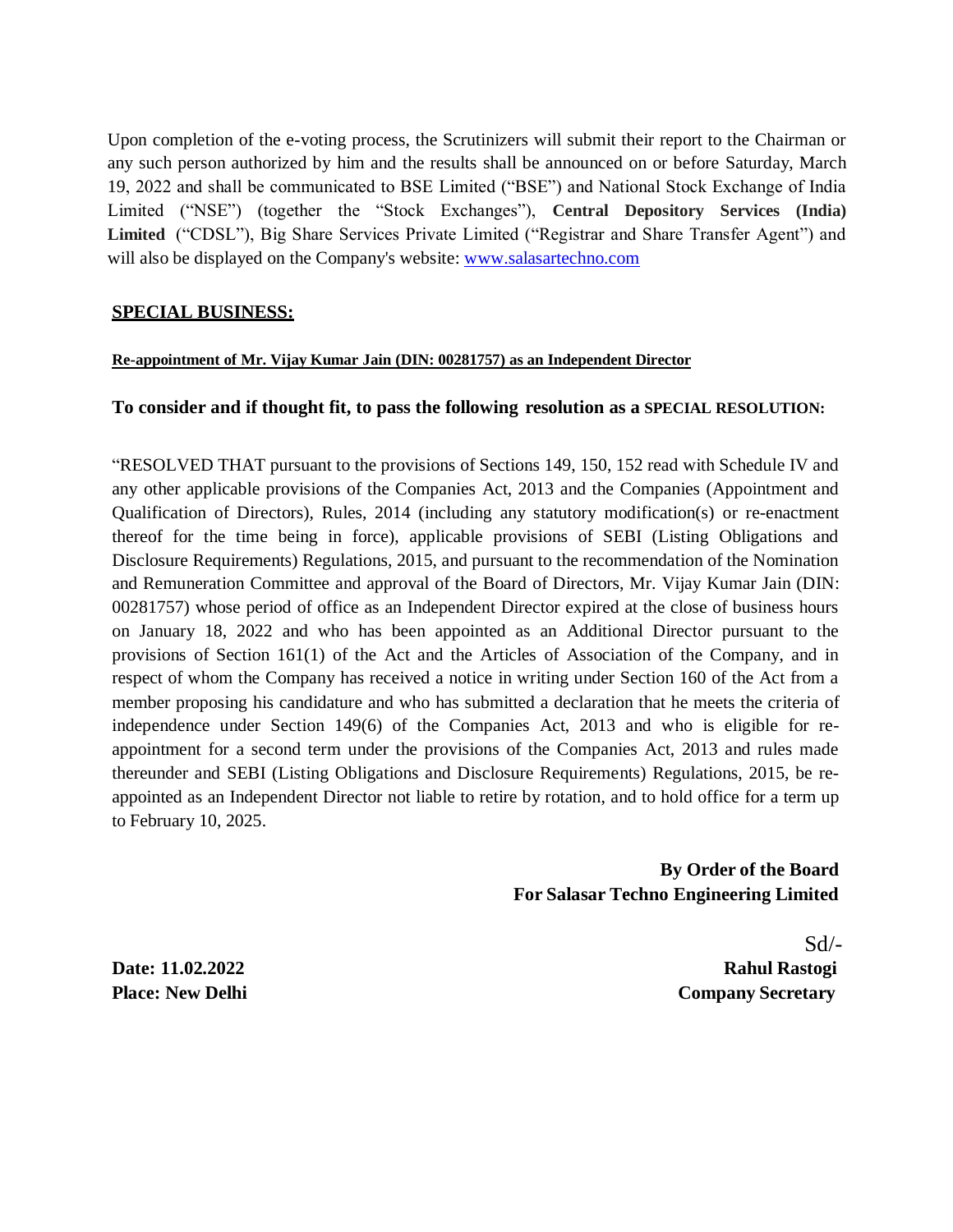Upon completion of the e-voting process, the Scrutinizers will submit their report to the Chairman or any such person authorized by him and the results shall be announced on or before Saturday, March 19, 2022 and shall be communicated to BSE Limited ("BSE") and National Stock Exchange of India Limited ("NSE") (together the "Stock Exchanges"), **Central Depository Services (India) Limited** ("CDSL"), Big Share Services Private Limited ("Registrar and Share Transfer Agent") and will also be displayed on the Company's website: [www.salasartechno.com](www.salasartechno.com)

## SPECIAL BUSINESS:

**Re-appointment of Mr. Vijay Kumar Jain (DIN: 00281757) as an Independent Director**

**To consider and if thought fit, to pass the following resolution as a SPECIAL RESOLUTION:**

"RESOLVED THAT pursuant to the provisions of Sections 149, 150, 152 read with Schedule IV and any other applicable provisions of the Companies Act, 2013 and the Companies (Appointment and Qualification of Directors), Rules, 2014 (including any statutory modification(s) or re-enactment thereof for the time being in force), applicable provisions of SEBI (Listing Obligations and Disclosure Requirements) Regulations, 2015, and pursuant to the recommendation of the Nomination and Remuneration Committee and approval of the Board of Directors, Mr. Vijay Kumar Jain (DIN: 00281757) whose period of office as an Independent Director expired at the close of business hours on January 18, 2022 and who has been appointed as an Additional Director pursuant to the provisions of Section 161(1) of the Act and the Articles of Association of the Company, and in respect of whom the Company has received a notice in writing under Section 160 of the Act from a member proposing his candidature and who has submitted a declaration that he meets the criteria of independence under Section 149(6) of the Companies Act, 2013 and who is eligible for re-appointment for a second term under the provisions of the Companies Act, 2013 and rules made thereunder and SEBI (Listing Obligations and Disclosure Requirements) Regulations, 2015, be re-appointed as an Independent Director not liable to retire by rotation, and to hold office for a term up to February 10, 2025.

**By Order of the Board**
**For Salasar Techno Engineering Limited**

Sd/-
**Rahul Rastogi**
**Company Secretary**

**Date: 11.02.2022**
**Place: New Delhi**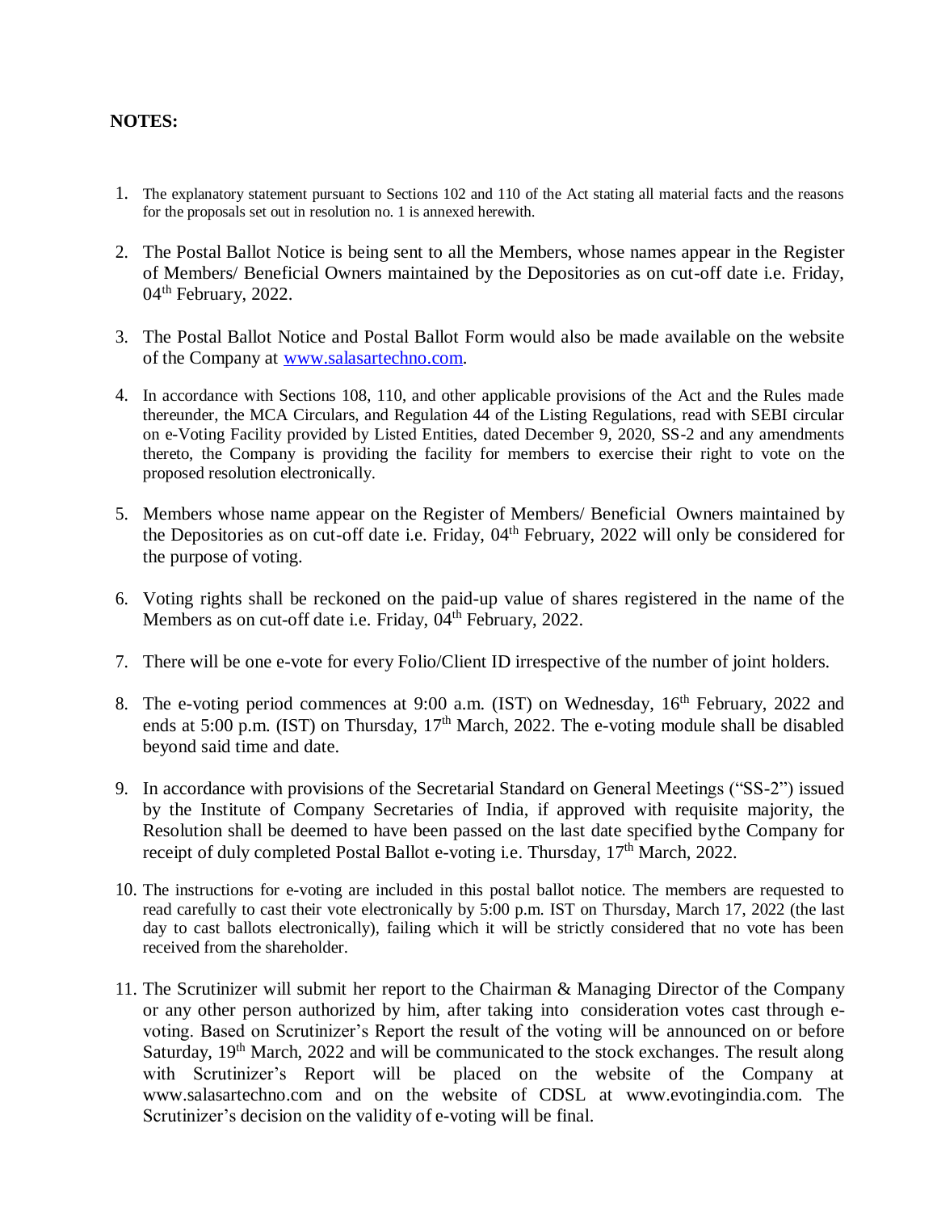**NOTES:**

1. The explanatory statement pursuant to Sections 102 and 110 of the Act stating all material facts and the reasons for the proposals set out in resolution no. 1 is annexed herewith.

2. The Postal Ballot Notice is being sent to all the Members, whose names appear in the Register of Members/ Beneficial Owners maintained by the Depositories as on cut-off date i.e. Friday, 04th February, 2022.

3. The Postal Ballot Notice and Postal Ballot Form would also be made available on the website of the Company at www.salasartechno.com.

4. In accordance with Sections 108, 110, and other applicable provisions of the Act and the Rules made thereunder, the MCA Circulars, and Regulation 44 of the Listing Regulations, read with SEBI circular on e-Voting Facility provided by Listed Entities, dated December 9, 2020, SS-2 and any amendments thereto, the Company is providing the facility for members to exercise their right to vote on the proposed resolution electronically.

5. Members whose name appear on the Register of Members/ Beneficial Owners maintained by the Depositories as on cut-off date i.e. Friday, 04th February, 2022 will only be considered for the purpose of voting.

6. Voting rights shall be reckoned on the paid-up value of shares registered in the name of the Members as on cut-off date i.e. Friday, 04th February, 2022.

7. There will be one e-vote for every Folio/Client ID irrespective of the number of joint holders.

8. The e-voting period commences at 9:00 a.m. (IST) on Wednesday, 16th February, 2022 and ends at 5:00 p.m. (IST) on Thursday, 17th March, 2022. The e-voting module shall be disabled beyond said time and date.

9. In accordance with provisions of the Secretarial Standard on General Meetings ("SS-2") issued by the Institute of Company Secretaries of India, if approved with requisite majority, the Resolution shall be deemed to have been passed on the last date specified bythe Company for receipt of duly completed Postal Ballot e-voting i.e. Thursday, 17th March, 2022.

10. The instructions for e-voting are included in this postal ballot notice. The members are requested to read carefully to cast their vote electronically by 5:00 p.m. IST on Thursday, March 17, 2022 (the last day to cast ballots electronically), failing which it will be strictly considered that no vote has been received from the shareholder.

11. The Scrutinizer will submit her report to the Chairman & Managing Director of the Company or any other person authorized by him, after taking into consideration votes cast through e-voting. Based on Scrutinizer's Report the result of the voting will be announced on or before Saturday, 19th March, 2022 and will be communicated to the stock exchanges. The result along with Scrutinizer's Report will be placed on the website of the Company at www.salasartechno.com and on the website of CDSL at www.evotingindia.com. The Scrutinizer's decision on the validity of e-voting will be final.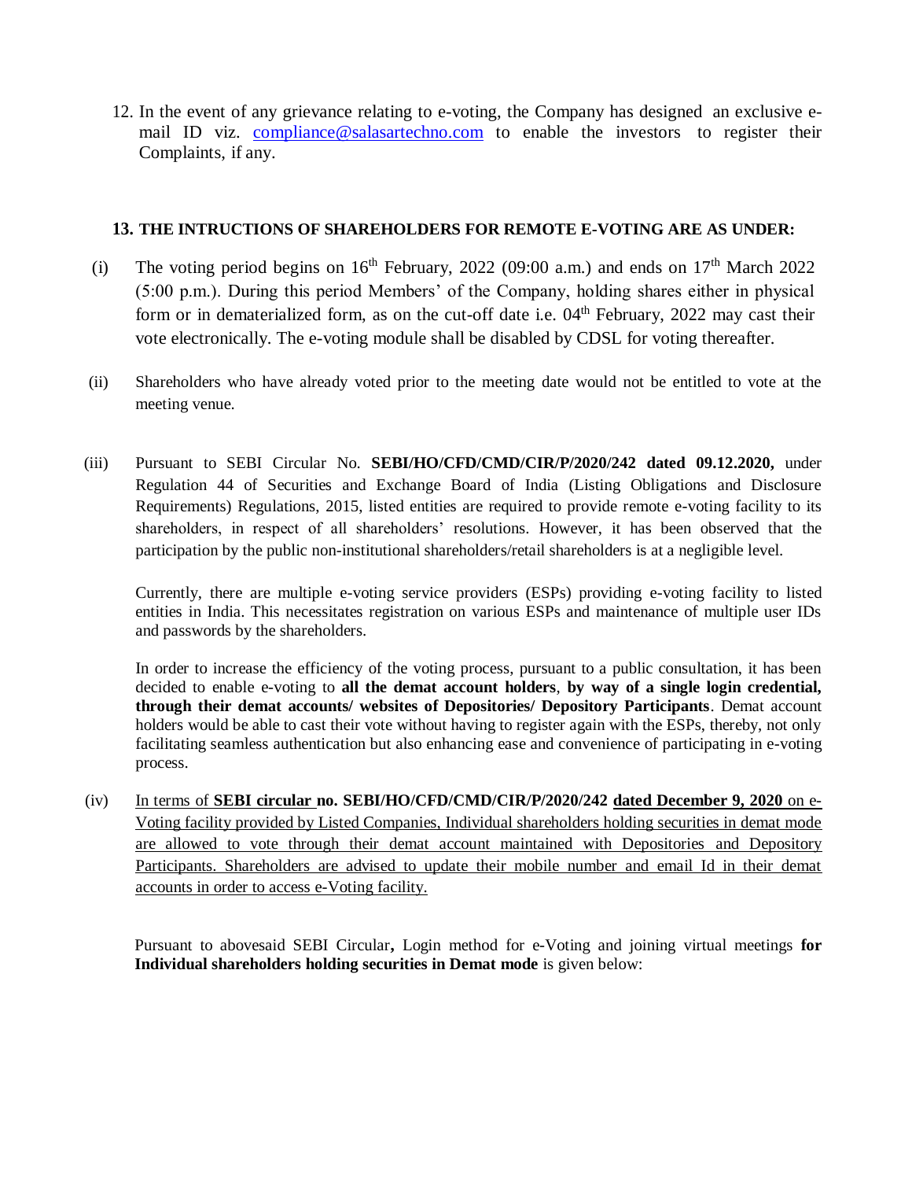12. In the event of any grievance relating to e-voting, the Company has designed an exclusive e-mail ID viz. compliance@salasartechno.com to enable the investors to register their Complaints, if any.

**13. THE INTRUCTIONS OF SHAREHOLDERS FOR REMOTE E-VOTING ARE AS UNDER:**

(i) The voting period begins on 16th February, 2022 (09:00 a.m.) and ends on 17th March 2022 (5:00 p.m.). During this period Members' of the Company, holding shares either in physical form or in dematerialized form, as on the cut-off date i.e. 04th February, 2022 may cast their vote electronically. The e-voting module shall be disabled by CDSL for voting thereafter.

(ii) Shareholders who have already voted prior to the meeting date would not be entitled to vote at the meeting venue.

(iii) Pursuant to SEBI Circular No. **SEBI/HO/CFD/CMD/CIR/P/2020/242 dated 09.12.2020,** under Regulation 44 of Securities and Exchange Board of India (Listing Obligations and Disclosure Requirements) Regulations, 2015, listed entities are required to provide remote e-voting facility to its shareholders, in respect of all shareholders' resolutions. However, it has been observed that the participation by the public non-institutional shareholders/retail shareholders is at a negligible level.

Currently, there are multiple e-voting service providers (ESPs) providing e-voting facility to listed entities in India. This necessitates registration on various ESPs and maintenance of multiple user IDs and passwords by the shareholders.

In order to increase the efficiency of the voting process, pursuant to a public consultation, it has been decided to enable e-voting to **all the demat account holders**, **by way of a single login credential, through their demat accounts/ websites of Depositories/ Depository Participants**. Demat account holders would be able to cast their vote without having to register again with the ESPs, thereby, not only facilitating seamless authentication but also enhancing ease and convenience of participating in e-voting process.

(iv) In terms of **SEBI circular no. SEBI/HO/CFD/CMD/CIR/P/2020/242 dated December 9, 2020** on e-Voting facility provided by Listed Companies, Individual shareholders holding securities in demat mode are allowed to vote through their demat account maintained with Depositories and Depository Participants. Shareholders are advised to update their mobile number and email Id in their demat accounts in order to access e-Voting facility.

Pursuant to abovesaid SEBI Circular**,** Login method for e-Voting and joining virtual meetings **for Individual shareholders holding securities in Demat mode** is given below: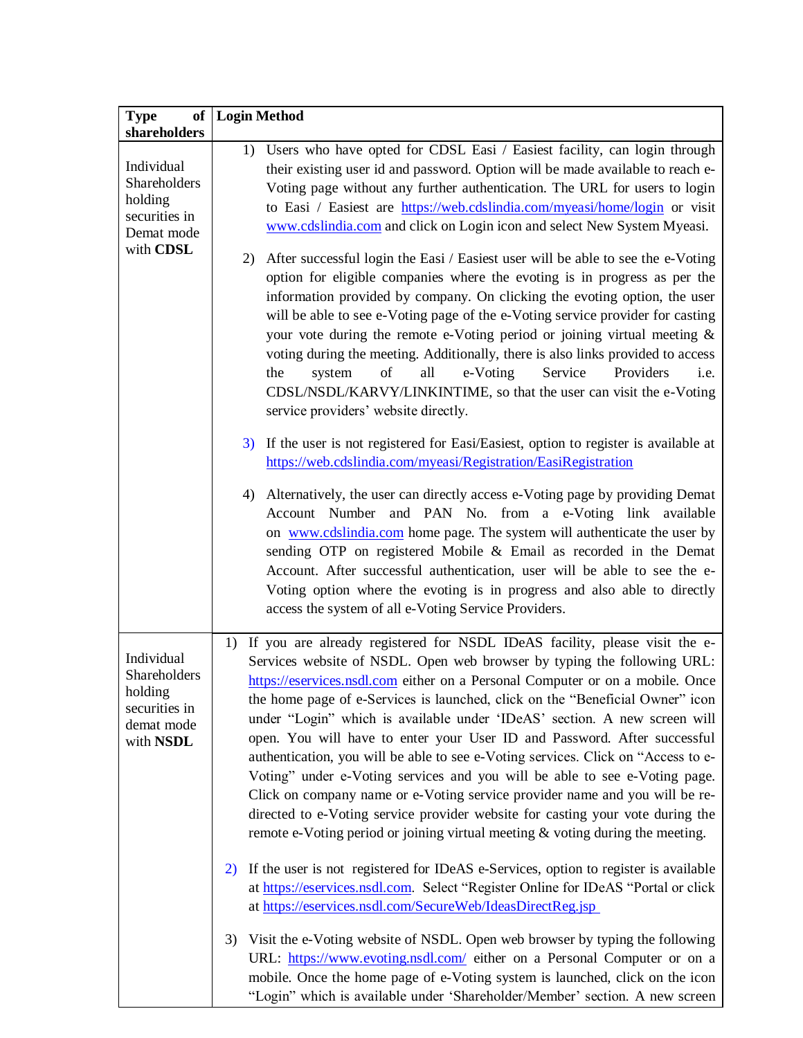| Type of shareholders | Login Method |
|---|---|
| Individual Shareholders holding securities in Demat mode with **CDSL** | 1) Users who have opted for CDSL Easi / Easiest facility, can login through their existing user id and password. Option will be made available to reach e-Voting page without any further authentication. The URL for users to login to Easi / Easiest are https://web.cdslindia.com/myeasi/home/login or visit www.cdslindia.com and click on Login icon and select New System Myeasi.<br><br>2) After successful login the Easi / Easiest user will be able to see the e-Voting option for eligible companies where the evoting is in progress as per the information provided by company. On clicking the evoting option, the user will be able to see e-Voting page of the e-Voting service provider for casting your vote during the remote e-Voting period or joining virtual meeting & voting during the meeting. Additionally, there is also links provided to access the system of all e-Voting Service Providers i.e. CDSL/NSDL/KARVY/LINKINTIME, so that the user can visit the e-Voting service providers' website directly.<br><br>3) If the user is not registered for Easi/Easiest, option to register is available at https://web.cdslindia.com/myeasi/Registration/EasiRegistration<br><br>4) Alternatively, the user can directly access e-Voting page by providing Demat Account Number and PAN No. from a e-Voting link available on www.cdslindia.com home page. The system will authenticate the user by sending OTP on registered Mobile & Email as recorded in the Demat Account. After successful authentication, user will be able to see the e-Voting option where the evoting is in progress and also able to directly access the system of all e-Voting Service Providers. |
| Individual Shareholders holding securities in demat mode with **NSDL** | 1) If you are already registered for NSDL IDeAS facility, please visit the e-Services website of NSDL. Open web browser by typing the following URL: https://eservices.nsdl.com either on a Personal Computer or on a mobile. Once the home page of e-Services is launched, click on the "Beneficial Owner" icon under "Login" which is available under 'IDeAS' section. A new screen will open. You will have to enter your User ID and Password. After successful authentication, you will be able to see e-Voting services. Click on "Access to e-Voting" under e-Voting services and you will be able to see e-Voting page. Click on company name or e-Voting service provider name and you will be re-directed to e-Voting service provider website for casting your vote during the remote e-Voting period or joining virtual meeting & voting during the meeting.<br><br>2) If the user is not registered for IDeAS e-Services, option to register is available at https://eservices.nsdl.com. Select "Register Online for IDeAS "Portal or click at https://eservices.nsdl.com/SecureWeb/IdeasDirectReg.jsp<br><br>3) Visit the e-Voting website of NSDL. Open web browser by typing the following URL: https://www.evoting.nsdl.com/ either on a Personal Computer or on a mobile. Once the home page of e-Voting system is launched, click on the icon "Login" which is available under 'Shareholder/Member' section. A new screen |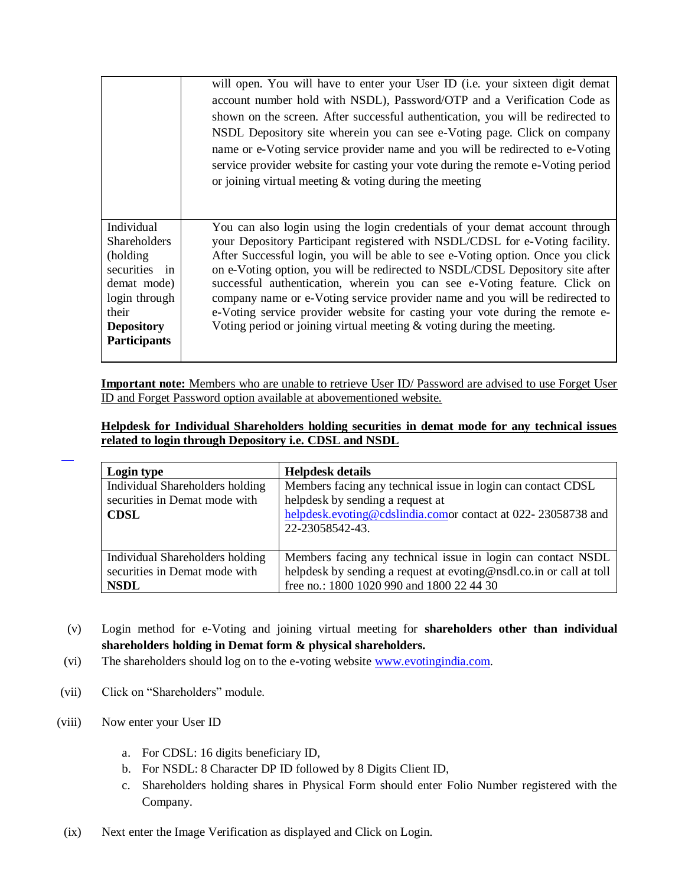| | |
|---|---|
| | will open. You will have to enter your User ID (i.e. your sixteen digit demat account number hold with NSDL), Password/OTP and a Verification Code as shown on the screen. After successful authentication, you will be redirected to NSDL Depository site wherein you can see e-Voting page. Click on company name or e-Voting service provider name and you will be redirected to e-Voting service provider website for casting your vote during the remote e-Voting period or joining virtual meeting & voting during the meeting |
| Individual Shareholders (holding securities in demat mode) login through their **Depository Participants** | You can also login using the login credentials of your demat account through your Depository Participant registered with NSDL/CDSL for e-Voting facility. After Successful login, you will be able to see e-Voting option. Once you click on e-Voting option, you will be redirected to NSDL/CDSL Depository site after successful authentication, wherein you can see e-Voting feature. Click on company name or e-Voting service provider name and you will be redirected to e-Voting service provider website for casting your vote during the remote e-Voting period or joining virtual meeting & voting during the meeting. |

**Important note:** Members who are unable to retrieve User ID/ Password are advised to use Forget User ID and Forget Password option available at abovementioned website.

**Helpdesk for Individual Shareholders holding securities in demat mode for any technical issues related to login through Depository i.e. CDSL and NSDL**

| Login type | Helpdesk details |
|---|---|
| Individual Shareholders holding securities in Demat mode with **CDSL** | Members facing any technical issue in login can contact CDSL helpdesk by sending a request at helpdesk.evoting@cdslindia.comor contact at 022- 23058738 and 22-23058542-43. |
| Individual Shareholders holding securities in Demat mode with **NSDL** | Members facing any technical issue in login can contact NSDL helpdesk by sending a request at evoting@nsdl.co.in or call at toll free no.: 1800 1020 990 and 1800 22 44 30 |

(v) Login method for e-Voting and joining virtual meeting for **shareholders other than individual shareholders holding in Demat form & physical shareholders.**

(vi) The shareholders should log on to the e-voting website www.evotingindia.com.

(vii) Click on "Shareholders" module.

(viii) Now enter your User ID

a. For CDSL: 16 digits beneficiary ID,
b. For NSDL: 8 Character DP ID followed by 8 Digits Client ID,
c. Shareholders holding shares in Physical Form should enter Folio Number registered with the Company.

(ix) Next enter the Image Verification as displayed and Click on Login.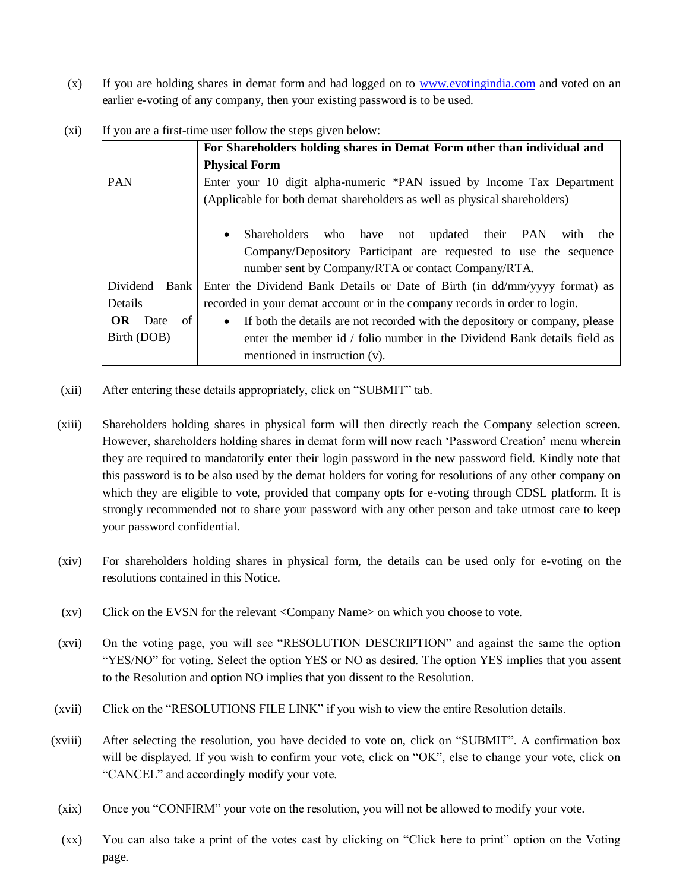(x) If you are holding shares in demat form and had logged on to www.evotingindia.com and voted on an earlier e-voting of any company, then your existing password is to be used.

(xi) If you are a first-time user follow the steps given below:

| | **For Shareholders holding shares in Demat Form other than individual and Physical Form** |
|---|---|
| PAN | Enter your 10 digit alpha-numeric *PAN issued by Income Tax Department (Applicable for both demat shareholders as well as physical shareholders)<br><br>• Shareholders who have not updated their PAN with the Company/Depository Participant are requested to use the sequence number sent by Company/RTA or contact Company/RTA. |
| Dividend Bank Details **OR** Date of Birth (DOB) | Enter the Dividend Bank Details or Date of Birth (in dd/mm/yyyy format) as recorded in your demat account or in the company records in order to login.<br>• If both the details are not recorded with the depository or company, please enter the member id / folio number in the Dividend Bank details field as mentioned in instruction (v). |

(xii) After entering these details appropriately, click on "SUBMIT" tab.

(xiii) Shareholders holding shares in physical form will then directly reach the Company selection screen. However, shareholders holding shares in demat form will now reach 'Password Creation' menu wherein they are required to mandatorily enter their login password in the new password field. Kindly note that this password is to be also used by the demat holders for voting for resolutions of any other company on which they are eligible to vote, provided that company opts for e-voting through CDSL platform. It is strongly recommended not to share your password with any other person and take utmost care to keep your password confidential.

(xiv) For shareholders holding shares in physical form, the details can be used only for e-voting on the resolutions contained in this Notice.

(xv) Click on the EVSN for the relevant <Company Name> on which you choose to vote.

(xvi) On the voting page, you will see "RESOLUTION DESCRIPTION" and against the same the option "YES/NO" for voting. Select the option YES or NO as desired. The option YES implies that you assent to the Resolution and option NO implies that you dissent to the Resolution.

(xvii) Click on the "RESOLUTIONS FILE LINK" if you wish to view the entire Resolution details.

(xviii) After selecting the resolution, you have decided to vote on, click on "SUBMIT". A confirmation box will be displayed. If you wish to confirm your vote, click on "OK", else to change your vote, click on "CANCEL" and accordingly modify your vote.

(xix) Once you "CONFIRM" your vote on the resolution, you will not be allowed to modify your vote.

(xx) You can also take a print of the votes cast by clicking on "Click here to print" option on the Voting page.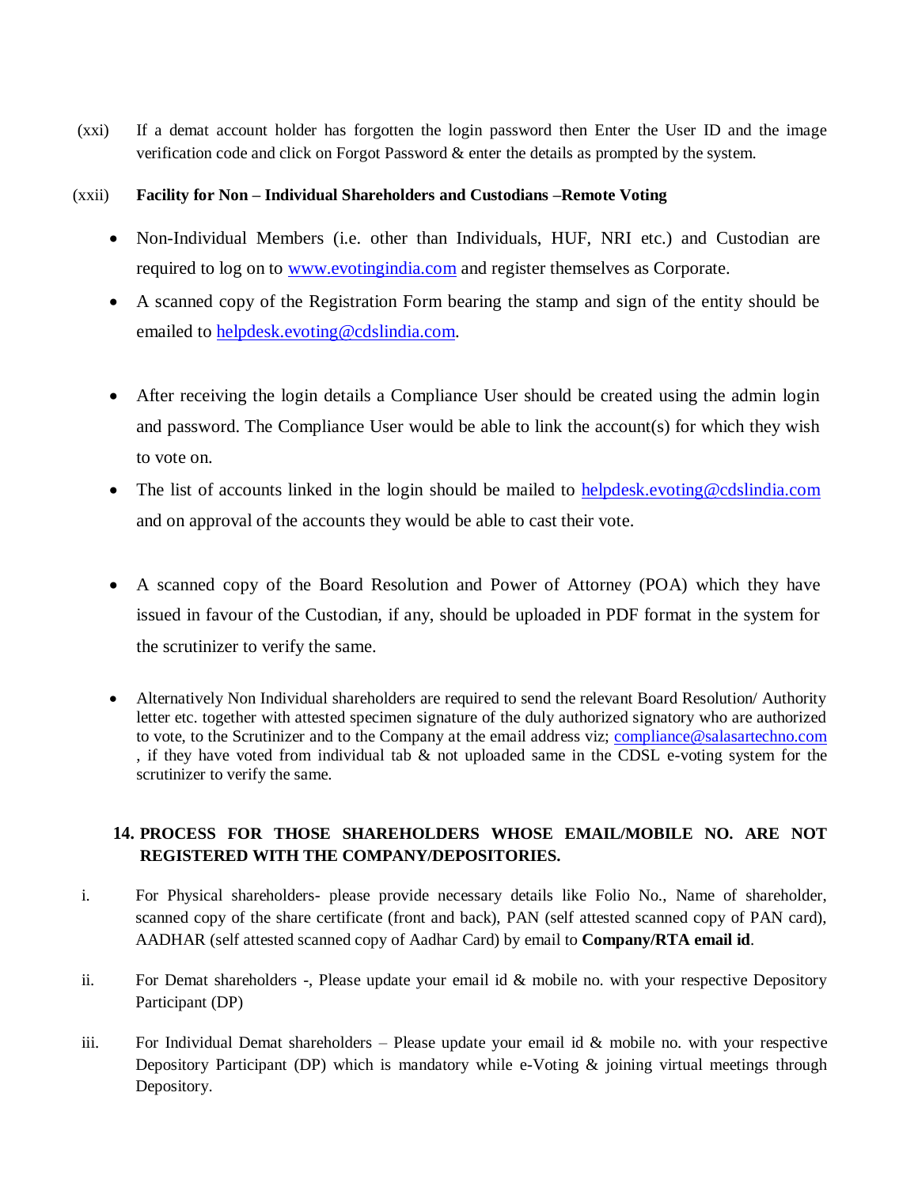(xxi) If a demat account holder has forgotten the login password then Enter the User ID and the image verification code and click on Forgot Password & enter the details as prompted by the system.

(xxii) **Facility for Non – Individual Shareholders and Custodians –Remote Voting**

- Non-Individual Members (i.e. other than Individuals, HUF, NRI etc.) and Custodian are required to log on to www.evotingindia.com and register themselves as Corporate.
- A scanned copy of the Registration Form bearing the stamp and sign of the entity should be emailed to helpdesk.evoting@cdslindia.com.
- After receiving the login details a Compliance User should be created using the admin login and password. The Compliance User would be able to link the account(s) for which they wish to vote on.
- The list of accounts linked in the login should be mailed to helpdesk.evoting@cdslindia.com and on approval of the accounts they would be able to cast their vote.
- A scanned copy of the Board Resolution and Power of Attorney (POA) which they have issued in favour of the Custodian, if any, should be uploaded in PDF format in the system for the scrutinizer to verify the same.
- Alternatively Non Individual shareholders are required to send the relevant Board Resolution/ Authority letter etc. together with attested specimen signature of the duly authorized signatory who are authorized to vote, to the Scrutinizer and to the Company at the email address viz; compliance@salasartechno.com , if they have voted from individual tab & not uploaded same in the CDSL e-voting system for the scrutinizer to verify the same.

## 14. PROCESS FOR THOSE SHAREHOLDERS WHOSE EMAIL/MOBILE NO. ARE NOT REGISTERED WITH THE COMPANY/DEPOSITORIES.

i. For Physical shareholders- please provide necessary details like Folio No., Name of shareholder, scanned copy of the share certificate (front and back), PAN (self attested scanned copy of PAN card), AADHAR (self attested scanned copy of Aadhar Card) by email to **Company/RTA email id**.

ii. For Demat shareholders -, Please update your email id & mobile no. with your respective Depository Participant (DP)

iii. For Individual Demat shareholders – Please update your email id & mobile no. with your respective Depository Participant (DP) which is mandatory while e-Voting & joining virtual meetings through Depository.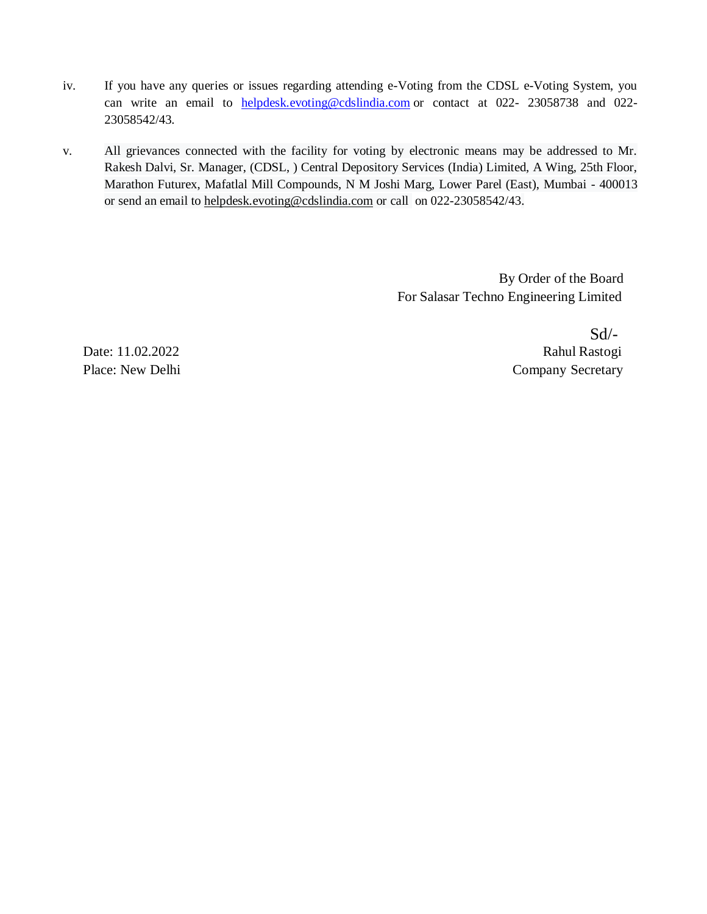iv. If you have any queries or issues regarding attending e-Voting from the CDSL e-Voting System, you can write an email to helpdesk.evoting@cdslindia.com or contact at 022- 23058738 and 022-23058542/43.

v. All grievances connected with the facility for voting by electronic means may be addressed to Mr. Rakesh Dalvi, Sr. Manager, (CDSL, ) Central Depository Services (India) Limited, A Wing, 25th Floor, Marathon Futurex, Mafatlal Mill Compounds, N M Joshi Marg, Lower Parel (East), Mumbai - 400013 or send an email to helpdesk.evoting@cdslindia.com or call on 022-23058542/43.

By Order of the Board
For Salasar Techno Engineering Limited

Sd/-
Rahul Rastogi
Company Secretary

Date: 11.02.2022
Place: New Delhi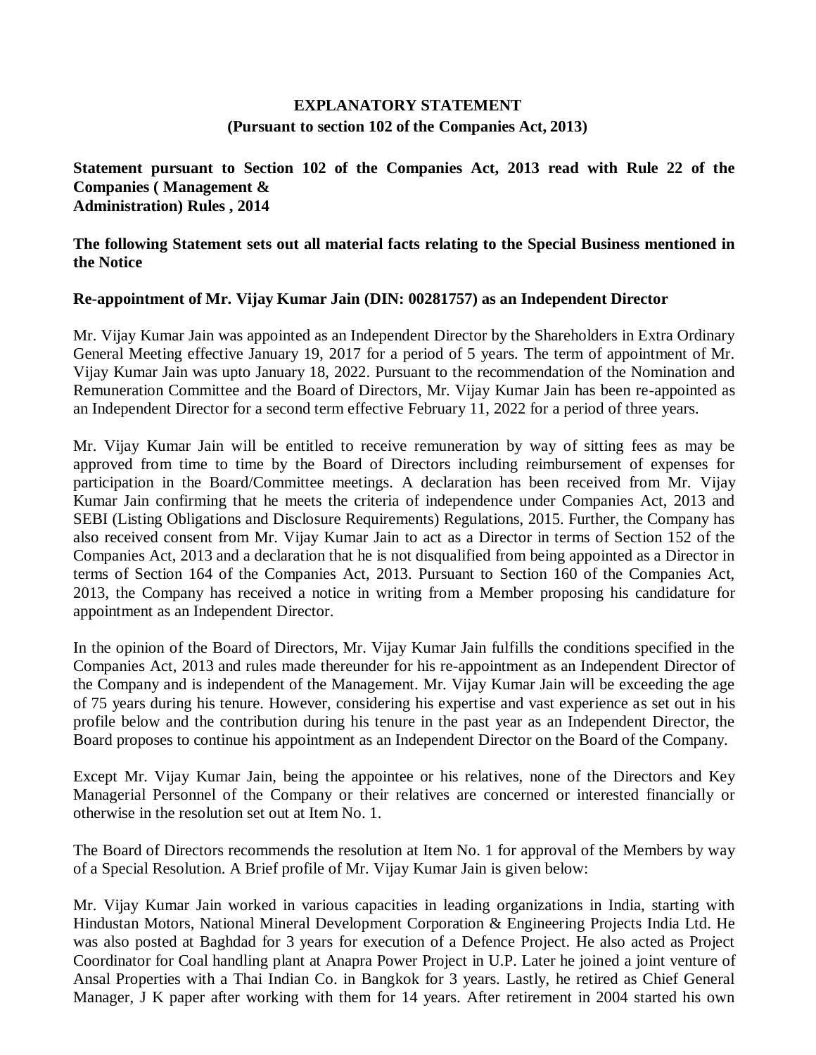## EXPLANATORY STATEMENT
### (Pursuant to section 102 of the Companies Act, 2013)

**Statement pursuant to Section 102 of the Companies Act, 2013 read with Rule 22 of the Companies ( Management & Administration) Rules , 2014**

**The following Statement sets out all material facts relating to the Special Business mentioned in the Notice**

**Re-appointment of Mr. Vijay Kumar Jain (DIN: 00281757) as an Independent Director**

Mr. Vijay Kumar Jain was appointed as an Independent Director by the Shareholders in Extra Ordinary General Meeting effective January 19, 2017 for a period of 5 years. The term of appointment of Mr. Vijay Kumar Jain was upto January 18, 2022. Pursuant to the recommendation of the Nomination and Remuneration Committee and the Board of Directors, Mr. Vijay Kumar Jain has been re-appointed as an Independent Director for a second term effective February 11, 2022 for a period of three years.

Mr. Vijay Kumar Jain will be entitled to receive remuneration by way of sitting fees as may be approved from time to time by the Board of Directors including reimbursement of expenses for participation in the Board/Committee meetings. A declaration has been received from Mr. Vijay Kumar Jain confirming that he meets the criteria of independence under Companies Act, 2013 and SEBI (Listing Obligations and Disclosure Requirements) Regulations, 2015. Further, the Company has also received consent from Mr. Vijay Kumar Jain to act as a Director in terms of Section 152 of the Companies Act, 2013 and a declaration that he is not disqualified from being appointed as a Director in terms of Section 164 of the Companies Act, 2013. Pursuant to Section 160 of the Companies Act, 2013, the Company has received a notice in writing from a Member proposing his candidature for appointment as an Independent Director.

In the opinion of the Board of Directors, Mr. Vijay Kumar Jain fulfills the conditions specified in the Companies Act, 2013 and rules made thereunder for his re-appointment as an Independent Director of the Company and is independent of the Management. Mr. Vijay Kumar Jain will be exceeding the age of 75 years during his tenure. However, considering his expertise and vast experience as set out in his profile below and the contribution during his tenure in the past year as an Independent Director, the Board proposes to continue his appointment as an Independent Director on the Board of the Company.

Except Mr. Vijay Kumar Jain, being the appointee or his relatives, none of the Directors and Key Managerial Personnel of the Company or their relatives are concerned or interested financially or otherwise in the resolution set out at Item No. 1.

The Board of Directors recommends the resolution at Item No. 1 for approval of the Members by way of a Special Resolution. A Brief profile of Mr. Vijay Kumar Jain is given below:

Mr. Vijay Kumar Jain worked in various capacities in leading organizations in India, starting with Hindustan Motors, National Mineral Development Corporation & Engineering Projects India Ltd. He was also posted at Baghdad for 3 years for execution of a Defence Project. He also acted as Project Coordinator for Coal handling plant at Anapra Power Project in U.P. Later he joined a joint venture of Ansal Properties with a Thai Indian Co. in Bangkok for 3 years. Lastly, he retired as Chief General Manager, J K paper after working with them for 14 years. After retirement in 2004 started his own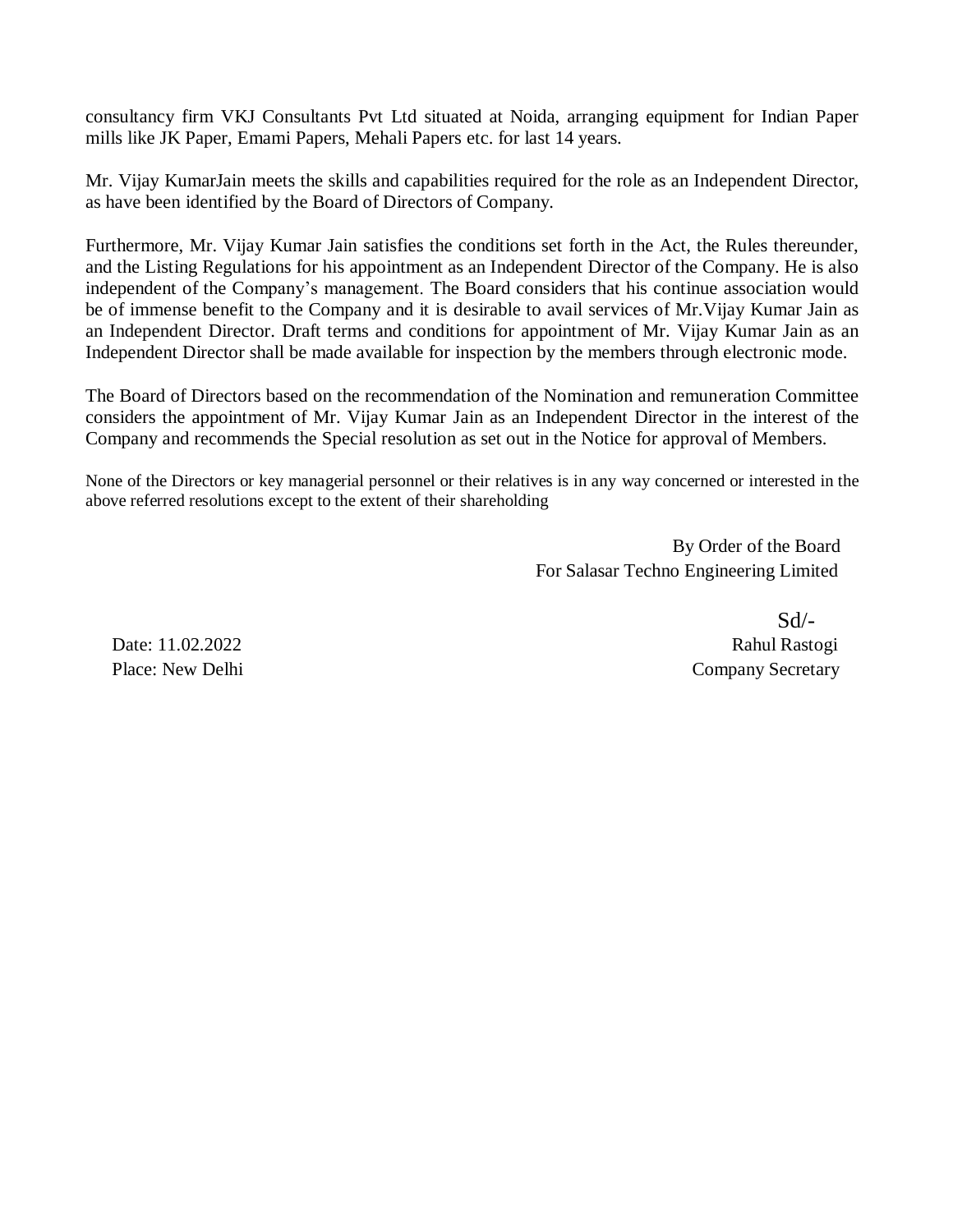consultancy firm VKJ Consultants Pvt Ltd situated at Noida, arranging equipment for Indian Paper mills like JK Paper, Emami Papers, Mehali Papers etc. for last 14 years.

Mr. Vijay KumarJain meets the skills and capabilities required for the role as an Independent Director, as have been identified by the Board of Directors of Company.

Furthermore, Mr. Vijay Kumar Jain satisfies the conditions set forth in the Act, the Rules thereunder, and the Listing Regulations for his appointment as an Independent Director of the Company. He is also independent of the Company's management. The Board considers that his continue association would be of immense benefit to the Company and it is desirable to avail services of Mr.Vijay Kumar Jain as an Independent Director. Draft terms and conditions for appointment of Mr. Vijay Kumar Jain as an Independent Director shall be made available for inspection by the members through electronic mode.

The Board of Directors based on the recommendation of the Nomination and remuneration Committee considers the appointment of Mr. Vijay Kumar Jain as an Independent Director in the interest of the Company and recommends the Special resolution as set out in the Notice for approval of Members.

None of the Directors or key managerial personnel or their relatives is in any way concerned or interested in the above referred resolutions except to the extent of their shareholding

By Order of the Board
For Salasar Techno Engineering Limited

Sd/-
Rahul Rastogi
Company Secretary

Date: 11.02.2022
Place: New Delhi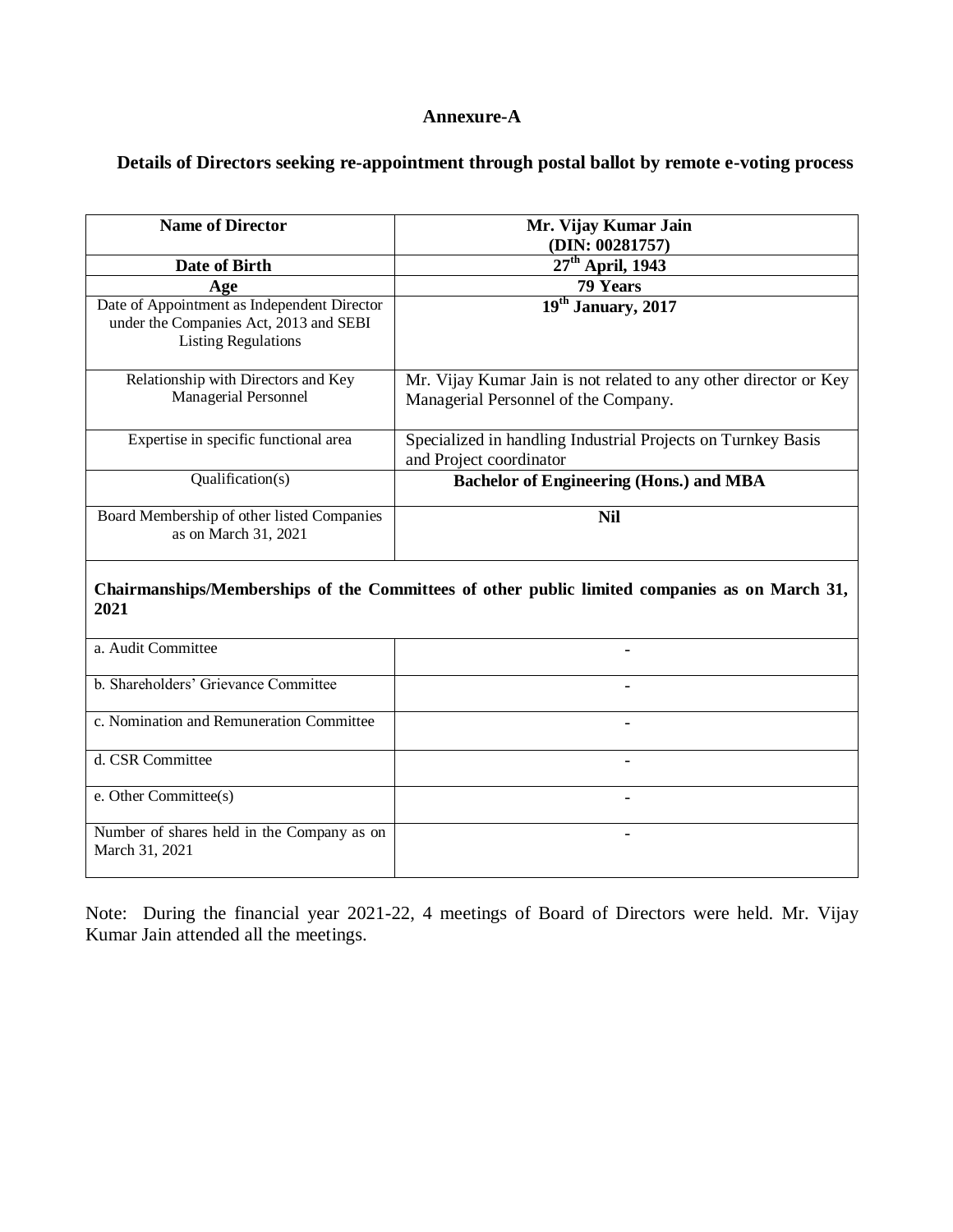## Annexure-A

### Details of Directors seeking re-appointment through postal ballot by remote e-voting process

| **Name of Director** | **Mr. Vijay Kumar Jain (DIN: 00281757)** |
|---|---|
| **Date of Birth** | **27th April, 1943** |
| **Age** | **79 Years** |
| Date of Appointment as Independent Director under the Companies Act, 2013 and SEBI Listing Regulations | **19th January, 2017** |
| Relationship with Directors and Key Managerial Personnel | Mr. Vijay Kumar Jain is not related to any other director or Key Managerial Personnel of the Company. |
| Expertise in specific functional area | Specialized in handling Industrial Projects on Turnkey Basis and Project coordinator |
| Qualification(s) | **Bachelor of Engineering (Hons.) and MBA** |
| Board Membership of other listed Companies as on March 31, 2021 | **Nil** |
| **Chairmanships/Memberships of the Committees of other public limited companies as on March 31, 2021** | |
| a. Audit Committee | - |
| b. Shareholders' Grievance Committee | - |
| c. Nomination and Remuneration Committee | - |
| d. CSR Committee | - |
| e. Other Committee(s) | - |
| Number of shares held in the Company as on March 31, 2021 | - |

Note: During the financial year 2021-22, 4 meetings of Board of Directors were held. Mr. Vijay Kumar Jain attended all the meetings.